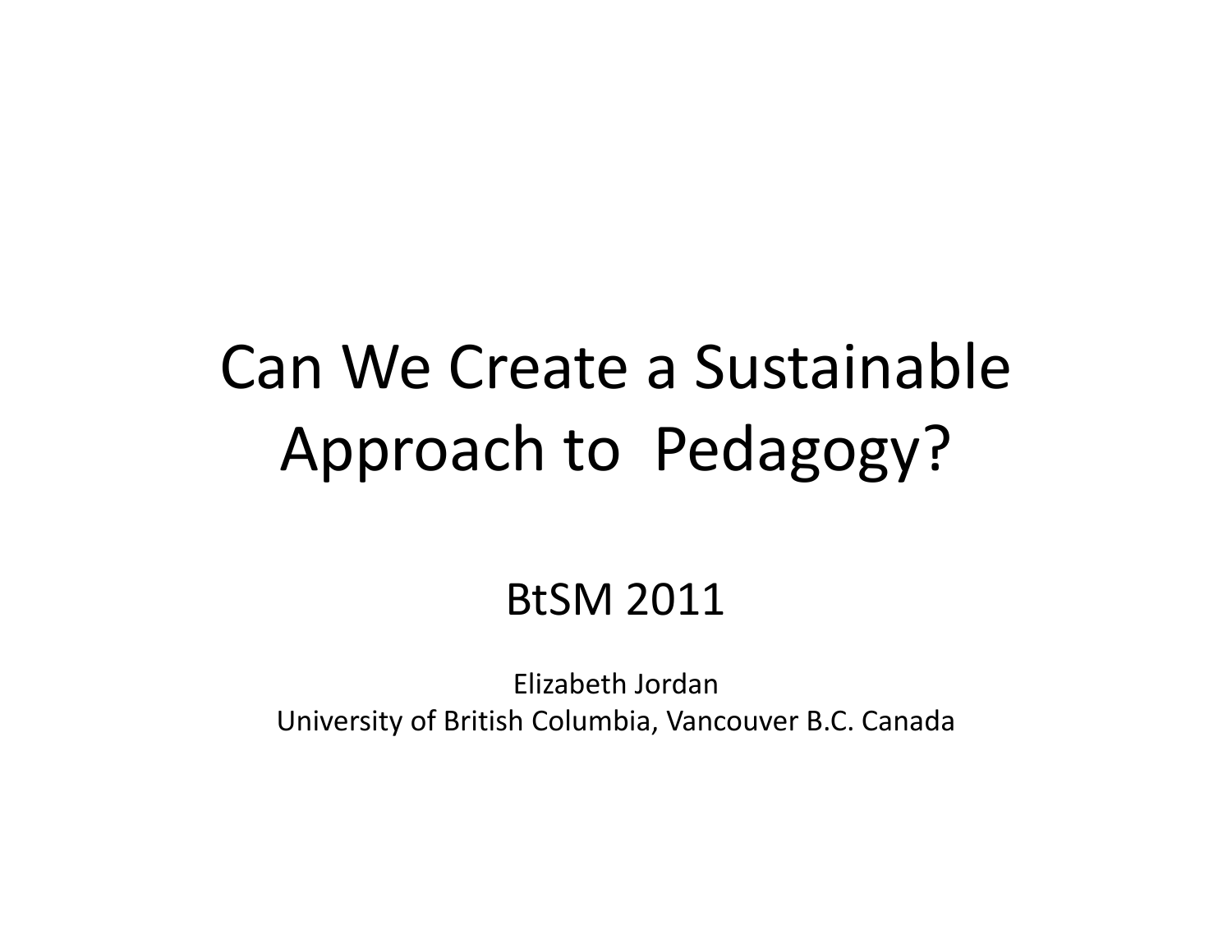# Can We Create a Sustainable Approach to Pedagogy?

## BtSM 2011

Elizabeth Jordan

University of British Columbia, Vancouver B.C. Canada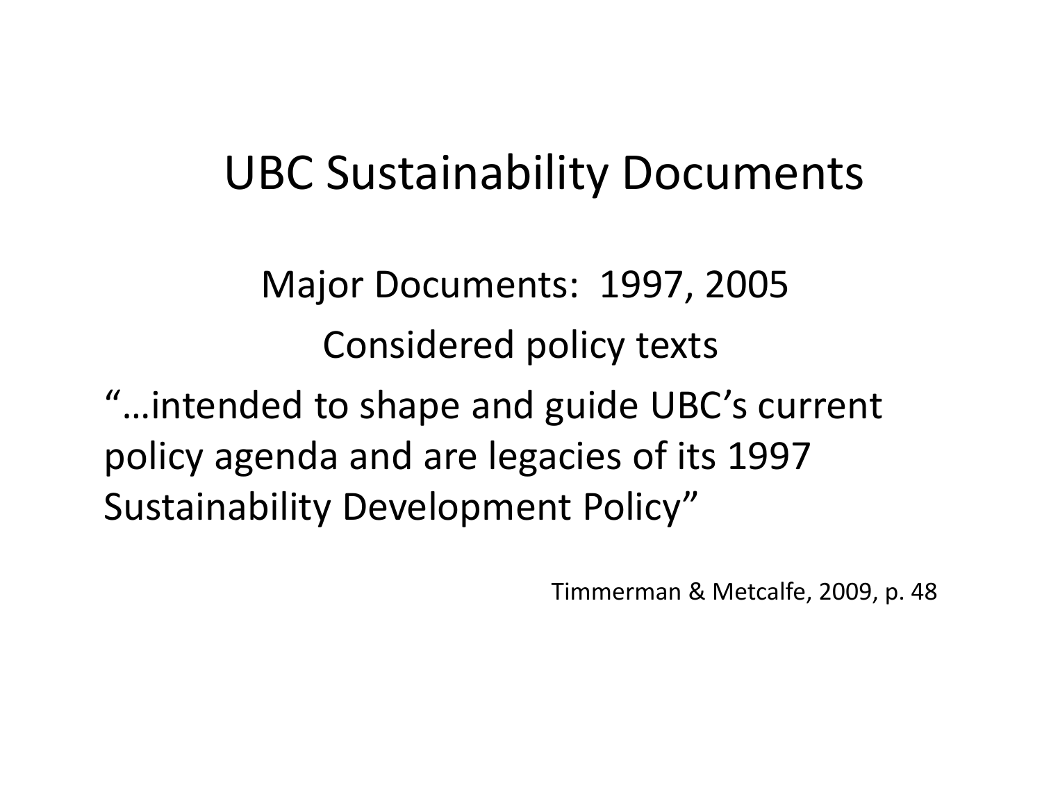# UBC Sustainability Documents

Major Documents: 1997, 2005

Considered policy texts

"…intended to shape and guide UBC's current policy agenda and are legacies of its 1997 Sustainability Development Policy"

Timmerman & Metcalfe, 2009, p. 48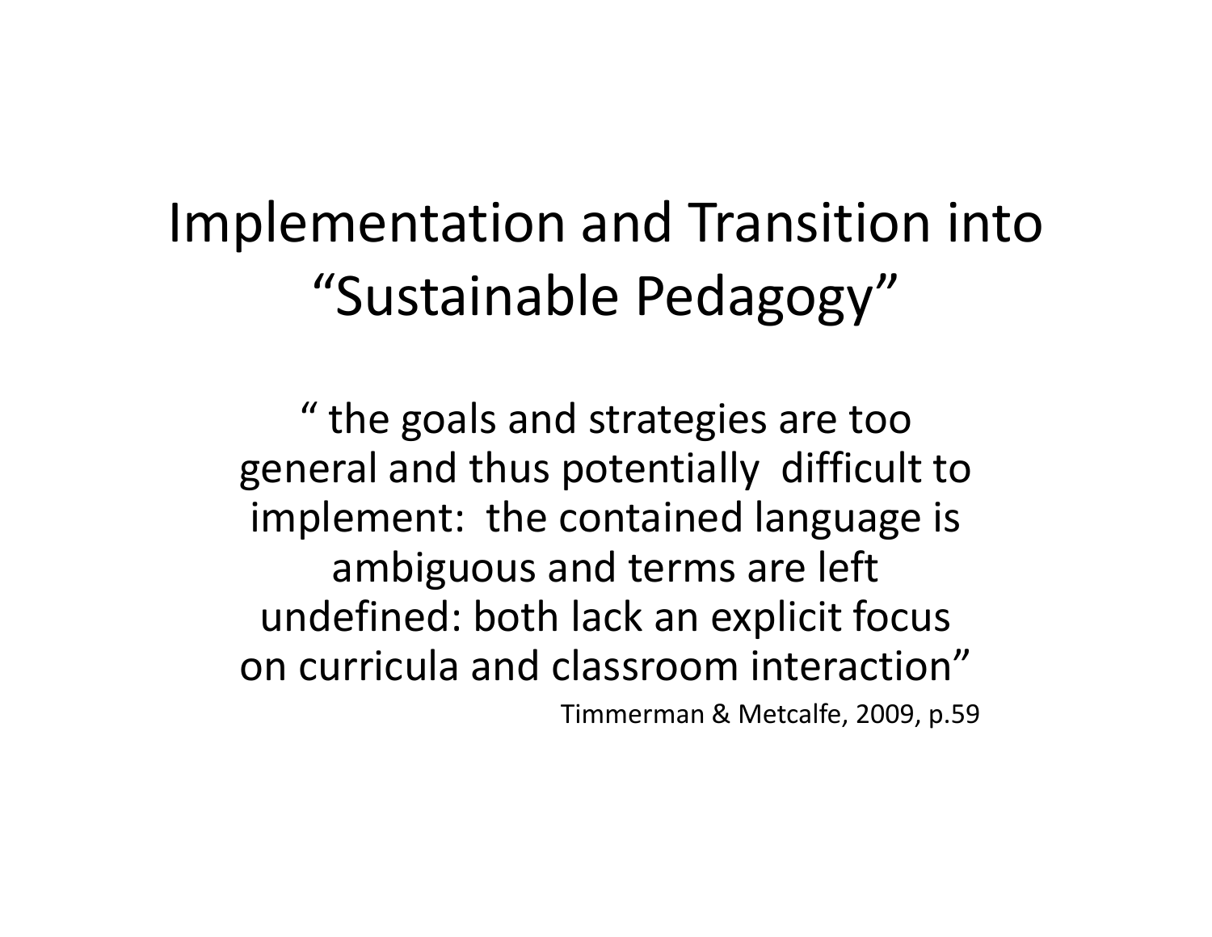# Implementation and Transition into "Sustainable Pedagogy"

" the goals and strategies are too general and thus potentially difficult to implement: the contained language is ambiguous and terms are left undefined: both lack an explicit focus on curricula and classroom interaction"

Timmerman & Metcalfe, 2009, p.59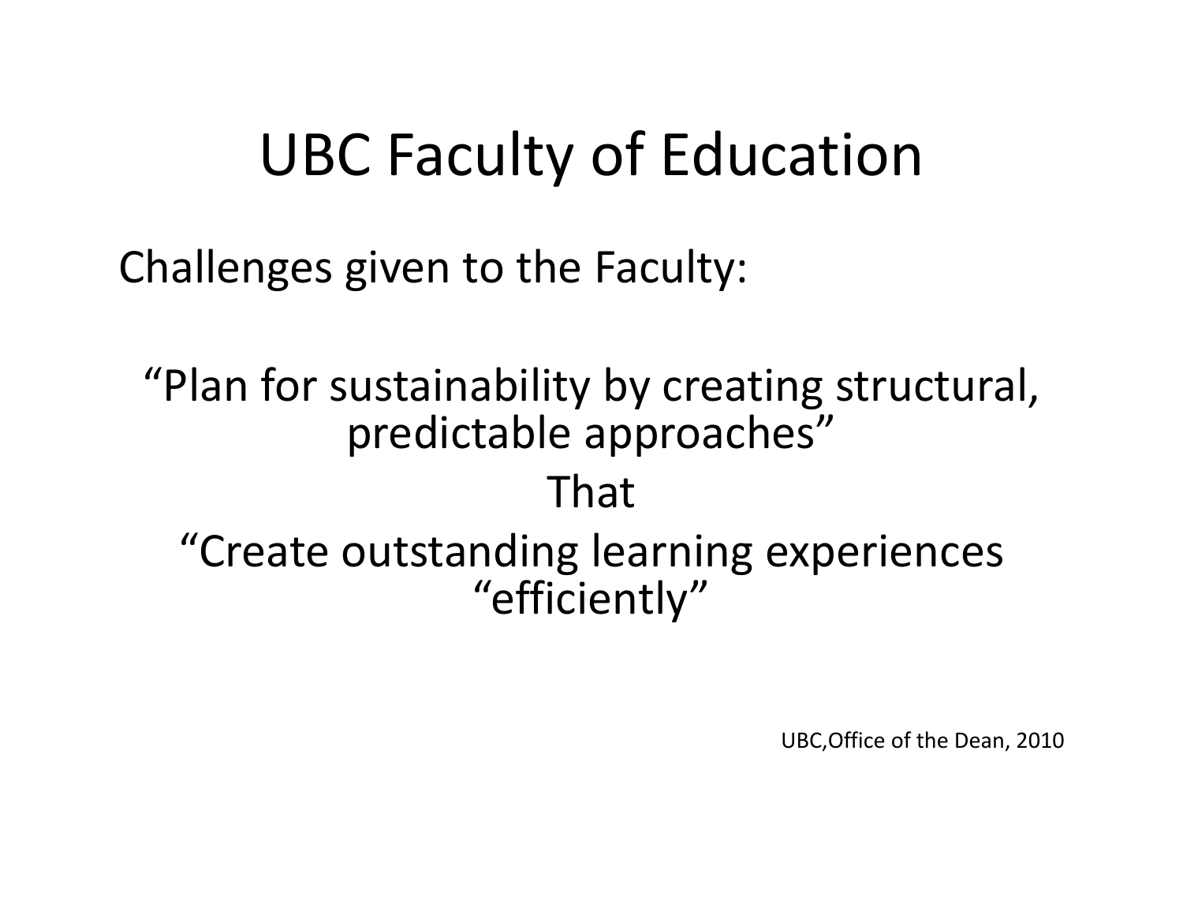# UBC Faculty of Education

Challenges given to the Faculty:

"Plan for sustainability by creating structural, predictable approaches"

That

"Create outstanding learning experiences "efficiently"

UBC,Office of the Dean, 2010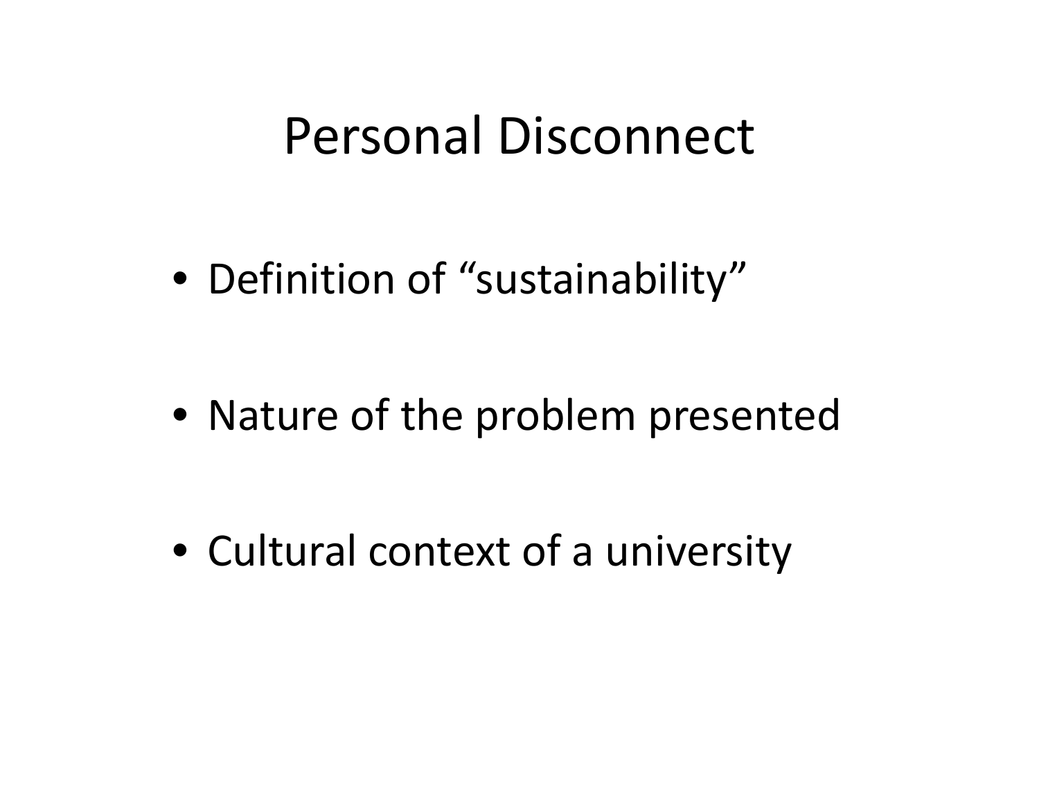# Personal Disconnect

- Definition of “sustainability”
- Nature of the problem presented
- Cultural context of a university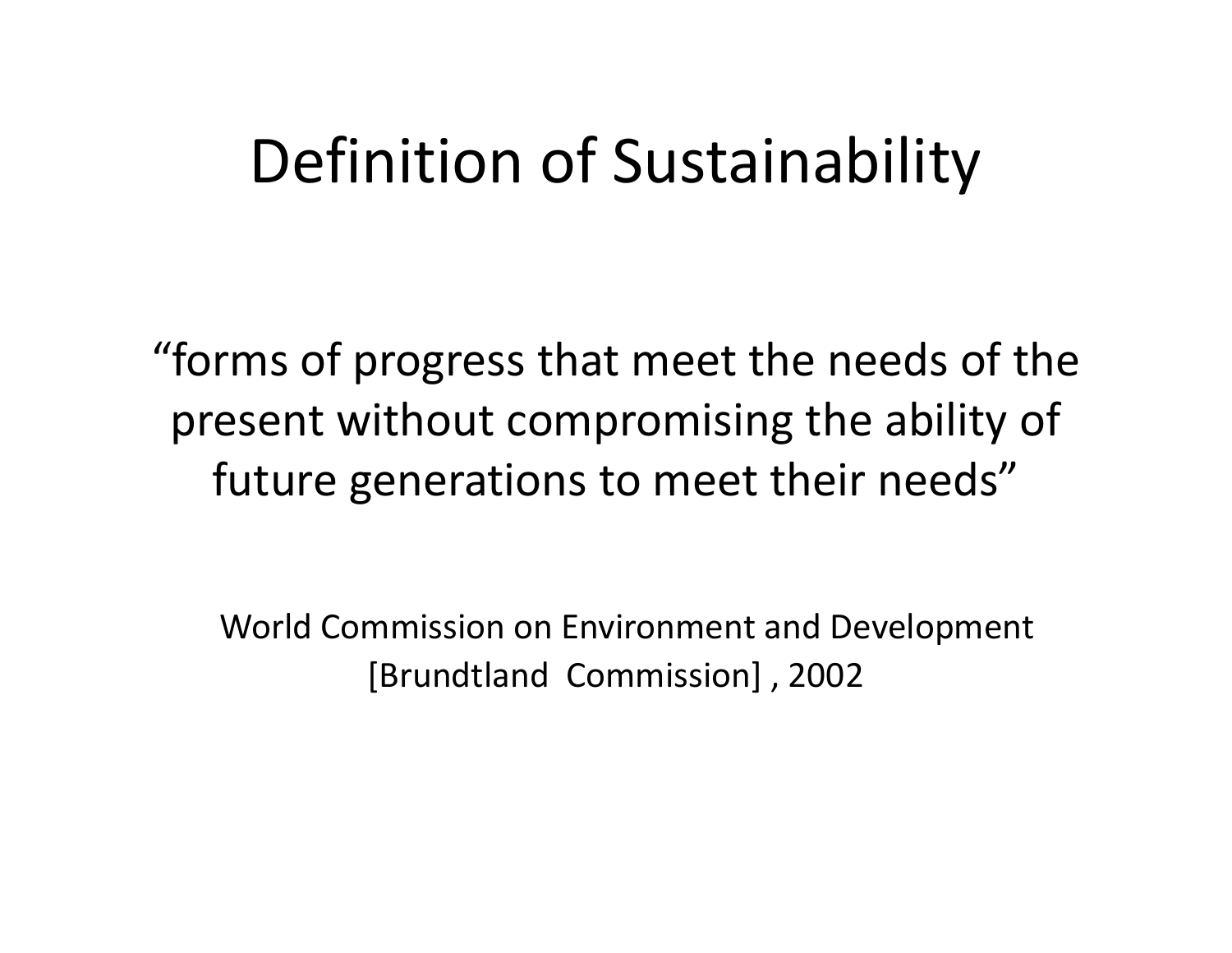# Definition of Sustainability

"forms of progress that meet the needs of the present without compromising the ability of future generations to meet their needs"

World Commission on Environment and Development [Brundtland Commission] , 2002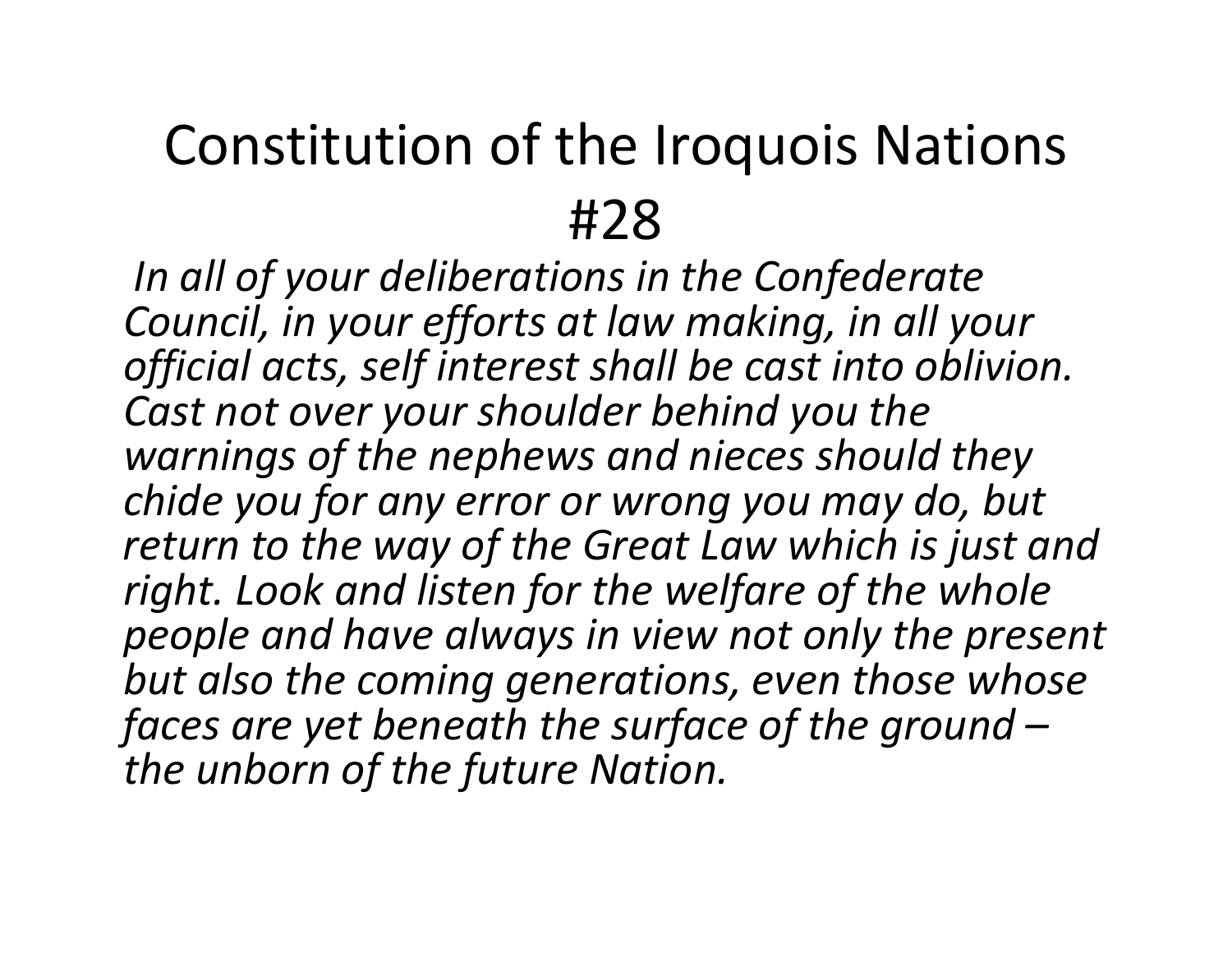# Constitution of the Iroquois Nations #28

*In all of your deliberations in the Confederate Council, in your efforts at law making, in all your official acts, self interest shall be cast into oblivion. Cast not over your shoulder behind you the warnings of the nephews and nieces should they chide you for any error or wrong you may do, but return to the way of the Great Law which is just and right. Look and listen for the welfare of the whole people and have always in view not only the present but also the coming generations, even those whose faces are yet beneath the surface of the ground – the unborn of the future Nation.*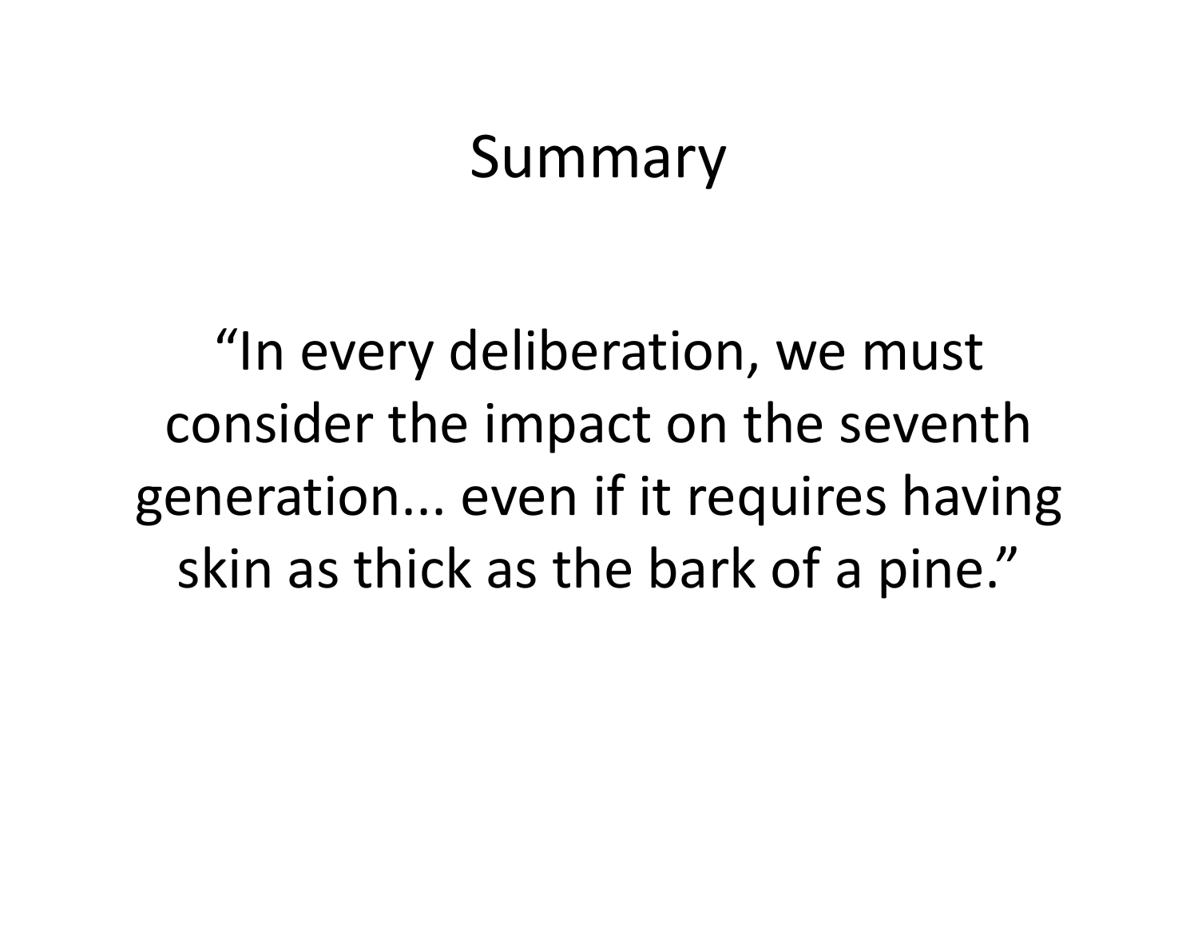# Summary

"In every deliberation, we must consider the impact on the seventh generation... even if it requires having skin as thick as the bark of a pine."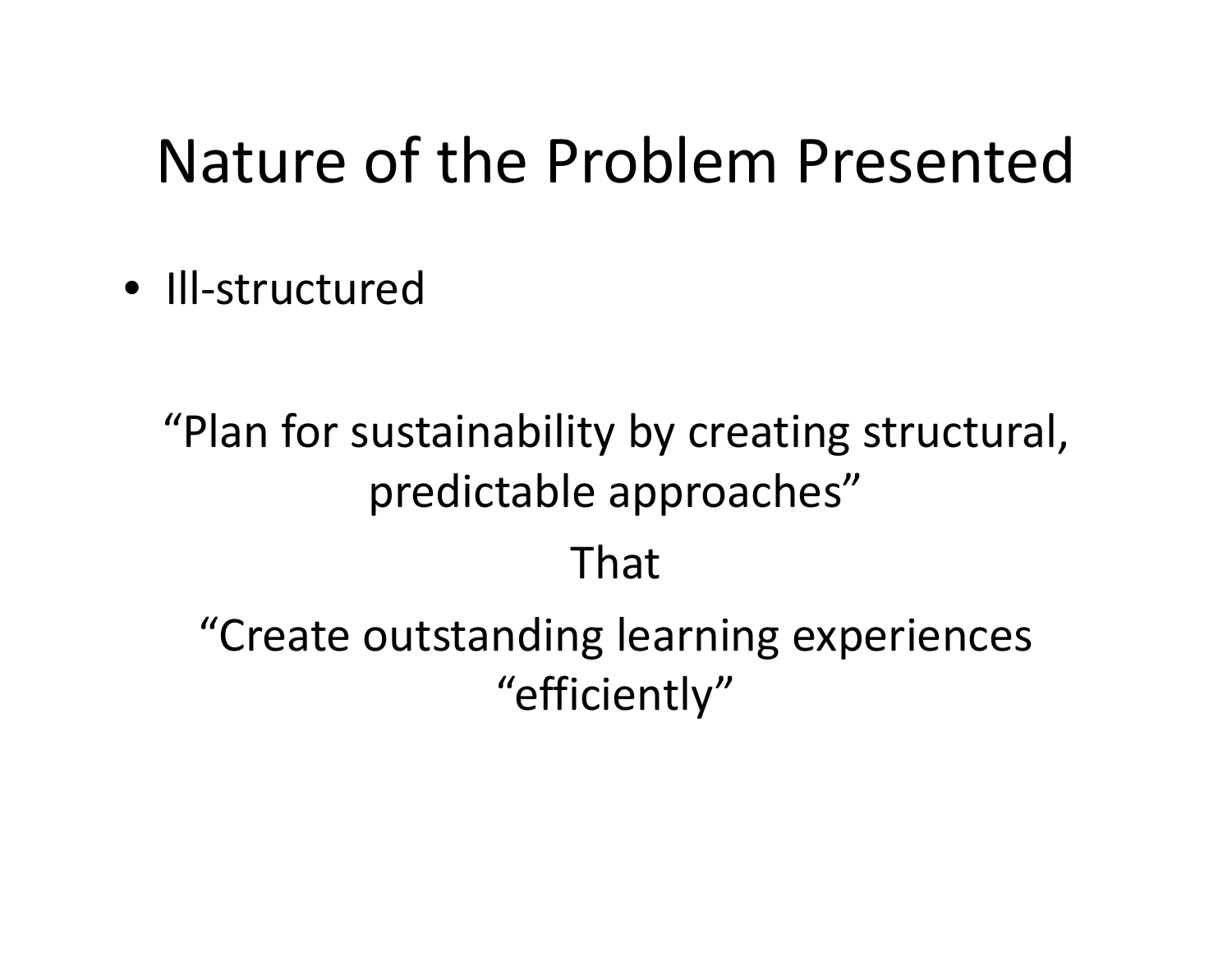# Nature of the Problem Presented

- Ill-structured

“Plan for sustainability by creating structural, predictable approaches”

That

“Create outstanding learning experiences “efficiently”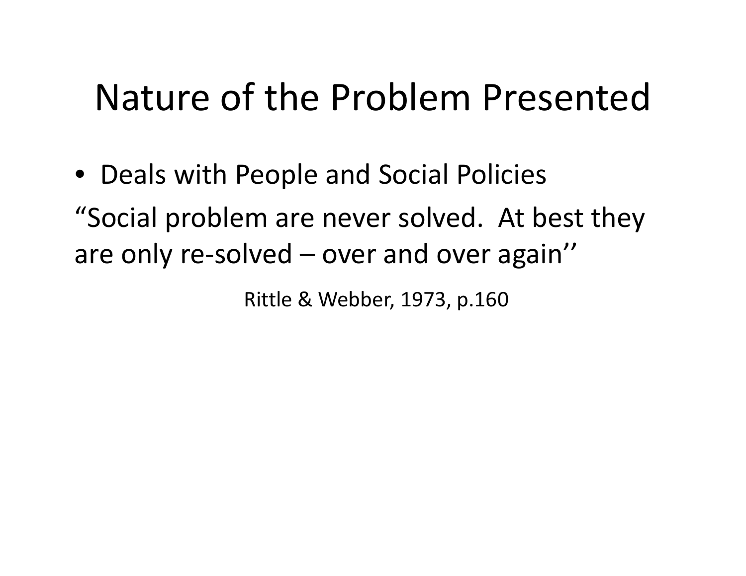# Nature of the Problem Presented

- Deals with People and Social Policies

"Social problem are never solved. At best they are only re-solved – over and over again''

Rittle & Webber, 1973, p.160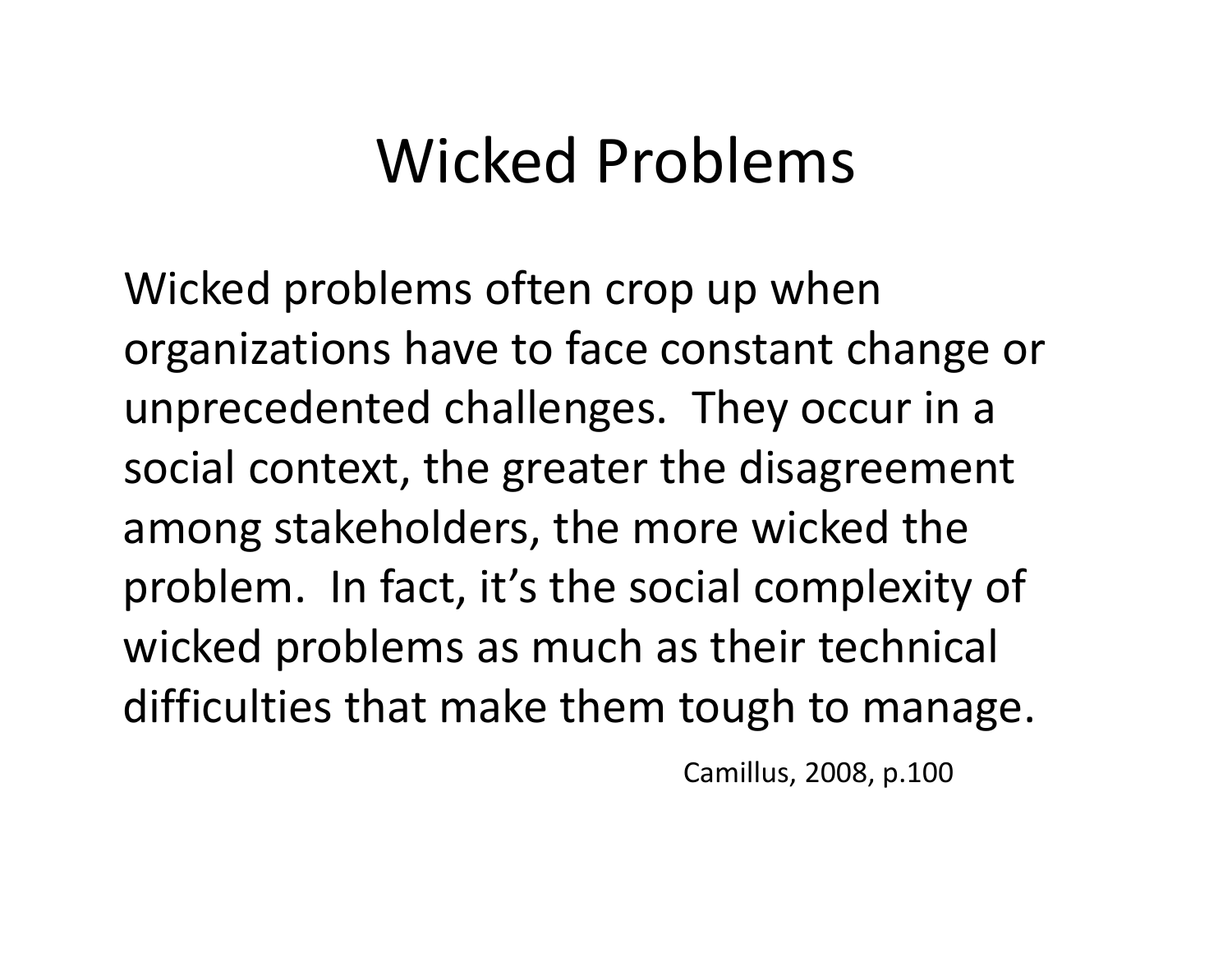# Wicked Problems

Wicked problems often crop up when organizations have to face constant change or unprecedented challenges. They occur in a social context, the greater the disagreement among stakeholders, the more wicked the problem. In fact, it's the social complexity of wicked problems as much as their technical difficulties that make them tough to manage.

Camillus, 2008, p.100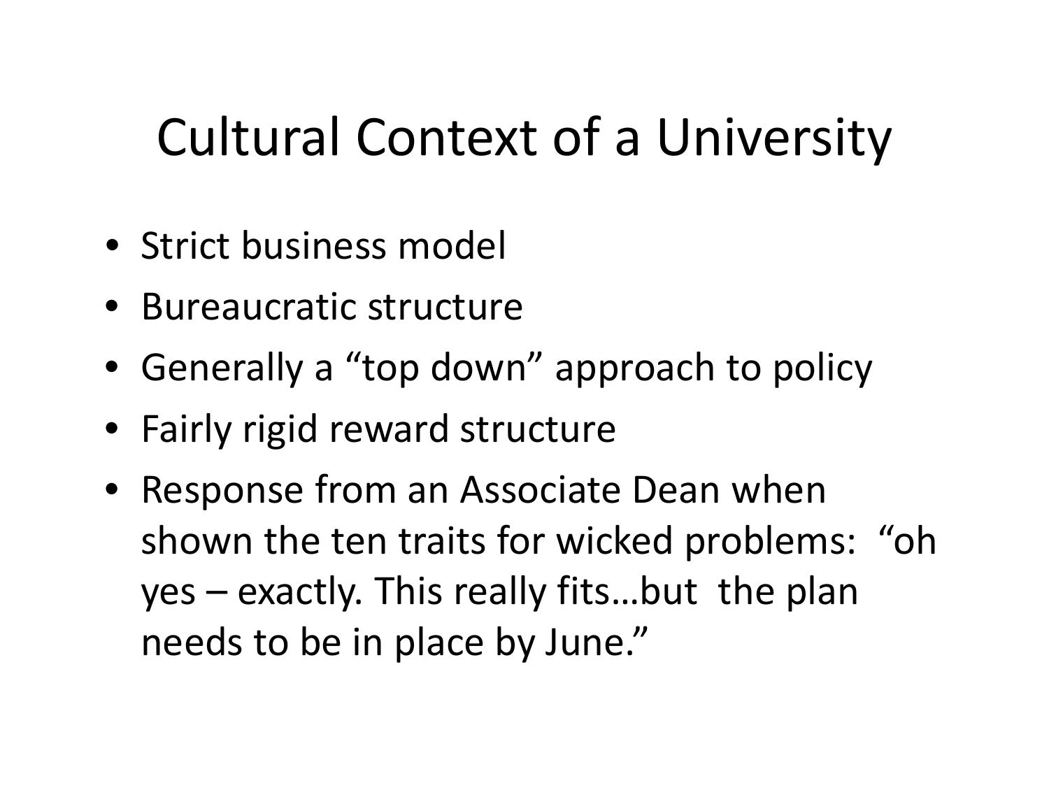# Cultural Context of a University

- Strict business model
- Bureaucratic structure
- Generally a "top down" approach to policy
- Fairly rigid reward structure
- Response from an Associate Dean when shown the ten traits for wicked problems: "oh yes – exactly. This really fits…but the plan needs to be in place by June."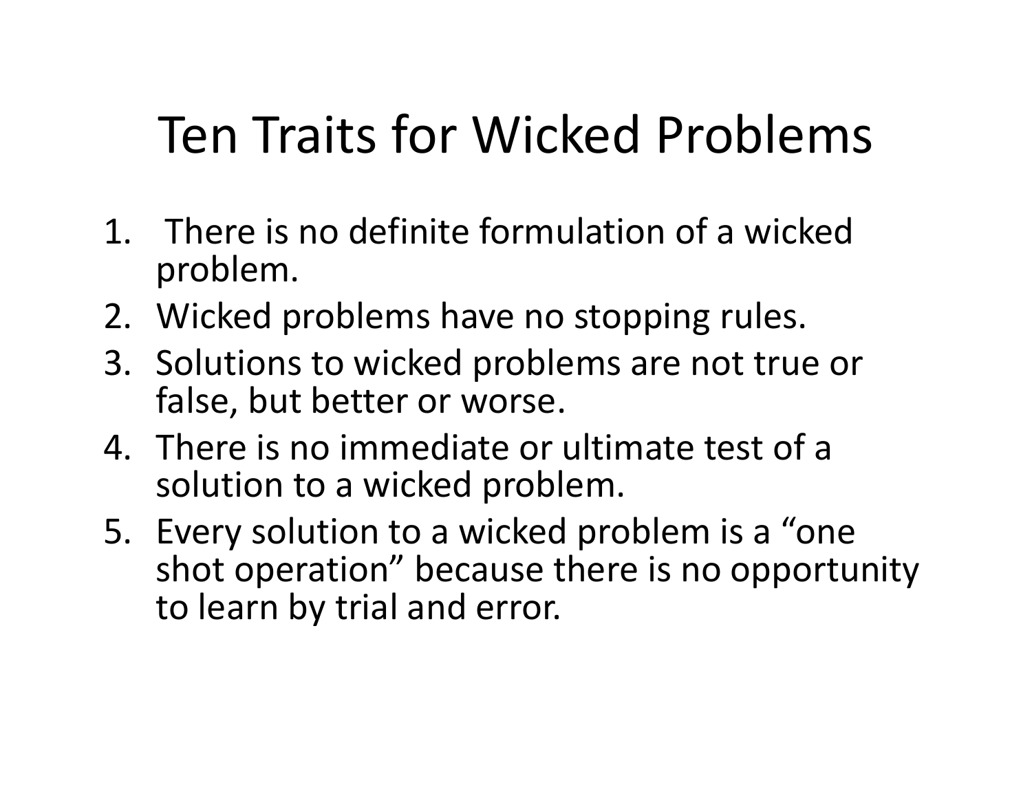# Ten Traits for Wicked Problems

1. There is no definite formulation of a wicked problem.
2. Wicked problems have no stopping rules.
3. Solutions to wicked problems are not true or false, but better or worse.
4. There is no immediate or ultimate test of a solution to a wicked problem.
5. Every solution to a wicked problem is a "one shot operation" because there is no opportunity to learn by trial and error.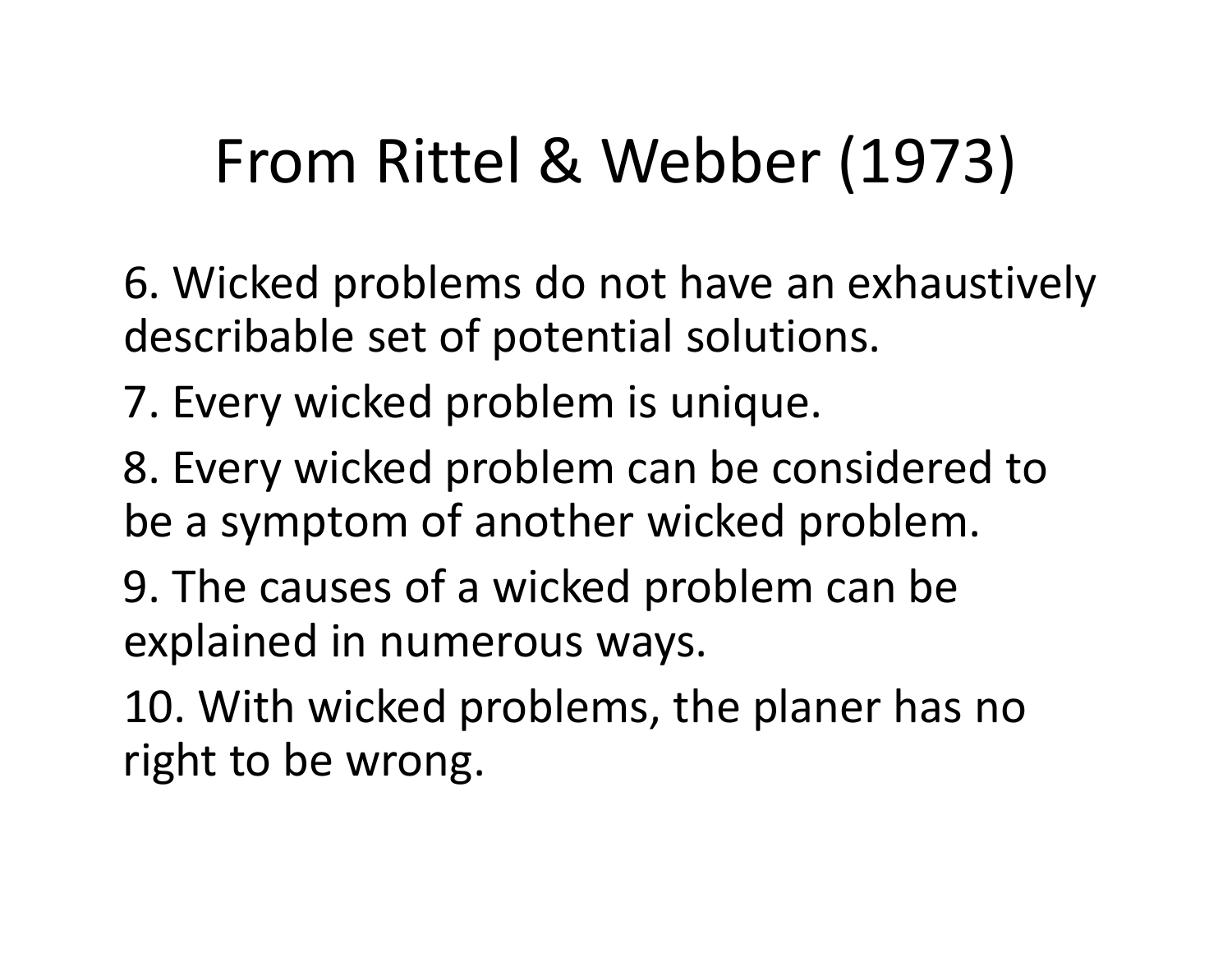# From Rittel & Webber (1973)

6. Wicked problems do not have an exhaustively describable set of potential solutions.
7. Every wicked problem is unique.
8. Every wicked problem can be considered to be a symptom of another wicked problem.
9. The causes of a wicked problem can be explained in numerous ways.
10. With wicked problems, the planer has no right to be wrong.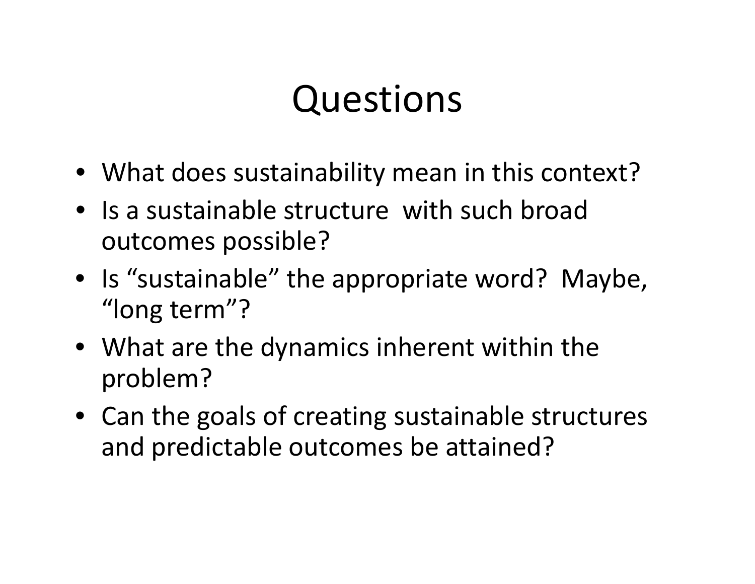# Questions

- What does sustainability mean in this context?
- Is a sustainable structure with such broad outcomes possible?
- Is “sustainable” the appropriate word? Maybe, “long term”?
- What are the dynamics inherent within the problem?
- Can the goals of creating sustainable structures and predictable outcomes be attained?